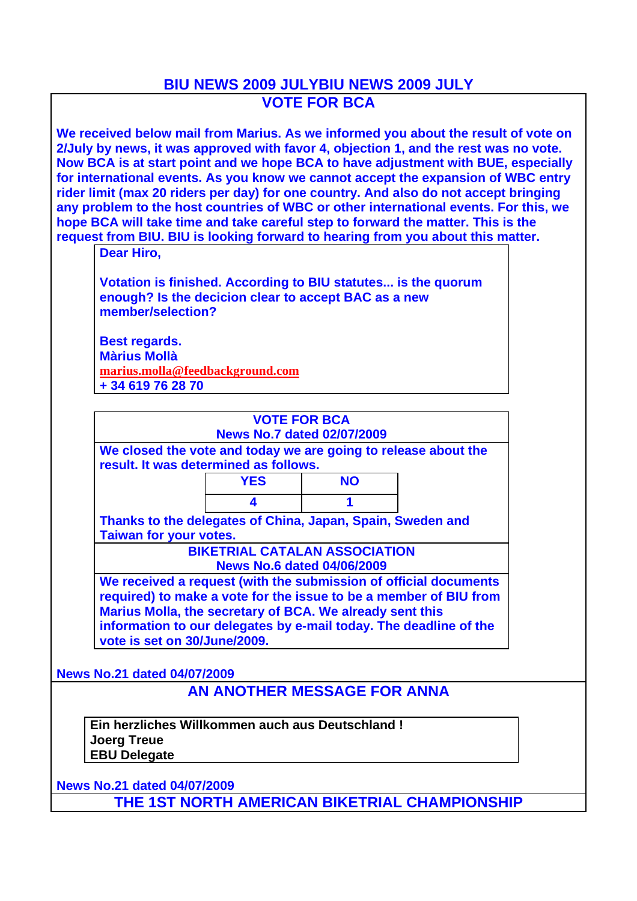# BIU NEWS 2009 JULYBIU NEWS 2009 JULY

## VOTE FOR BCA

**We received below mail from Marius. As we informed you about the result of vote on 2/July by news, it was approved with favor 4, objection 1, and the rest was no vote. Now BCA is at start point and we hope BCA to have adjustment with BUE, especially for international events. As you know we cannot accept the expansion of WBC entry rider limit (max 20 riders per day) for one country. And also do not accept bringing any problem to the host countries of WBC or other international events. For this, we hope BCA will take time and take careful step to forward the matter. This is the request from BIU. BIU is looking forward to hearing from you about this matter.**

> **Dear Hiro,**
>
> **Votation is finished. According to BIU statutes... is the quorum enough? Is the decicion clear to accept BAC as a new member/selection?**
>
> **Best regards.**
> **Màrius Mollà**
> **marius.molla@feedbackground.com**
> **+ 34 619 76 28 70**

### VOTE FOR BCA
**News No.7 dated 02/07/2009**

**We closed the vote and today we are going to release about the result. It was determined as follows.**

| YES | NO |
|---|---|
| 4 | 1 |

**Thanks to the delegates of China, Japan, Spain, Sweden and Taiwan for your votes.**

### BIKETRIAL CATALAN ASSOCIATION
**News No.6 dated 04/06/2009**

**We received a request (with the submission of official documents required) to make a vote for the issue to be a member of BIU from Marius Molla, the secretary of BCA. We already sent this information to our delegates by e-mail today. The deadline of the vote is set on 30/June/2009.**

**News No.21 dated 04/07/2009**

## AN ANOTHER MESSAGE FOR ANNA

> **Ein herzliches Willkommen auch aus Deutschland !**
> **Joerg Treue**
> **EBU Delegate**

**News No.21 dated 04/07/2009**

## THE 1ST NORTH AMERICAN BIKETRIAL CHAMPIONSHIP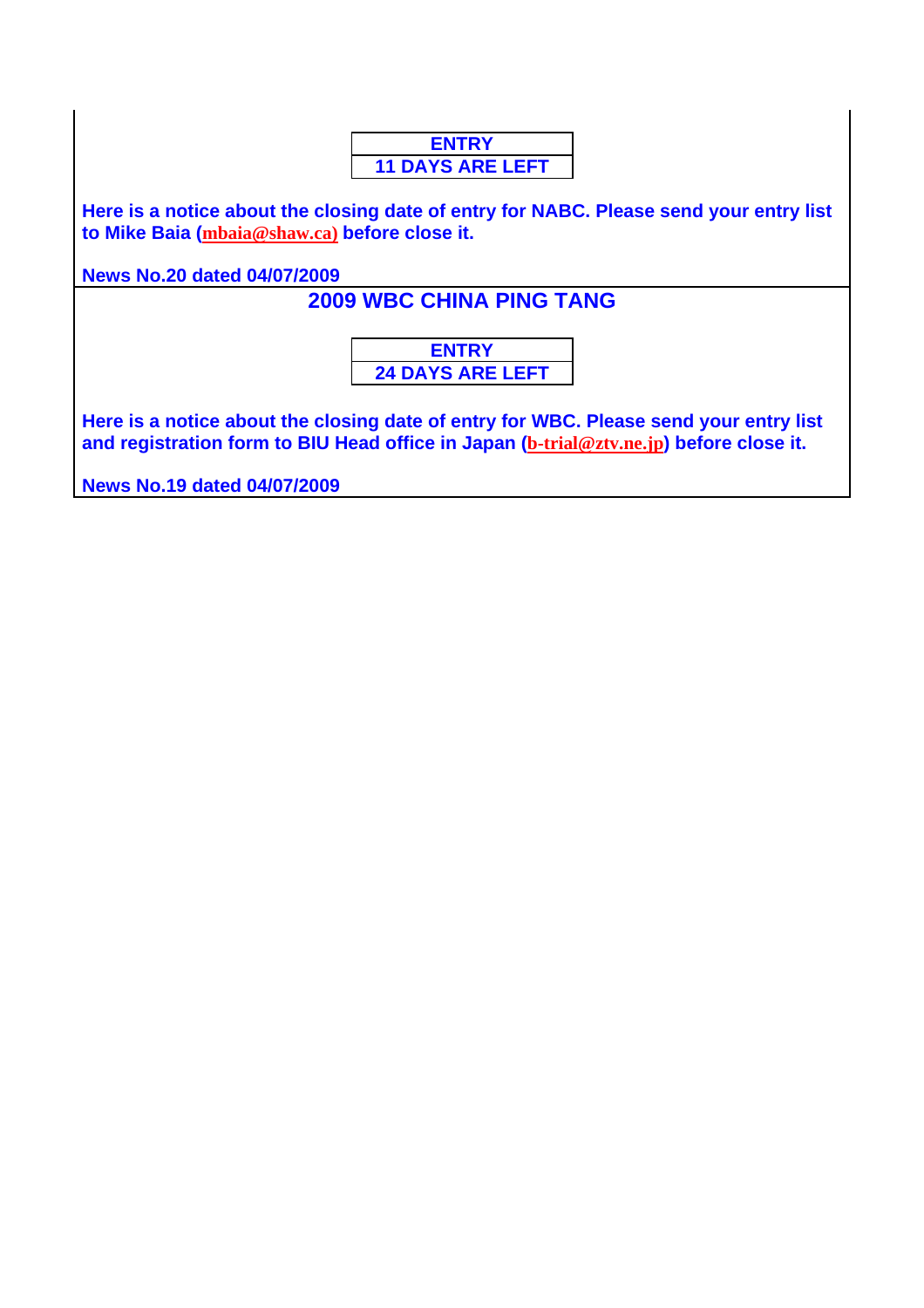| ENTRY |
| --- |
| 11 DAYS ARE LEFT |

**Here is a notice about the closing date of entry for NABC. Please send your entry list to Mike Baia (mbaia@shaw.ca) before close it.**

**News No.20 dated 04/07/2009**

## 2009 WBC CHINA PING TANG

| ENTRY |
| --- |
| 24 DAYS ARE LEFT |

**Here is a notice about the closing date of entry for WBC. Please send your entry list and registration form to BIU Head office in Japan (b-trial@ztv.ne.jp) before close it.**

**News No.19 dated 04/07/2009**